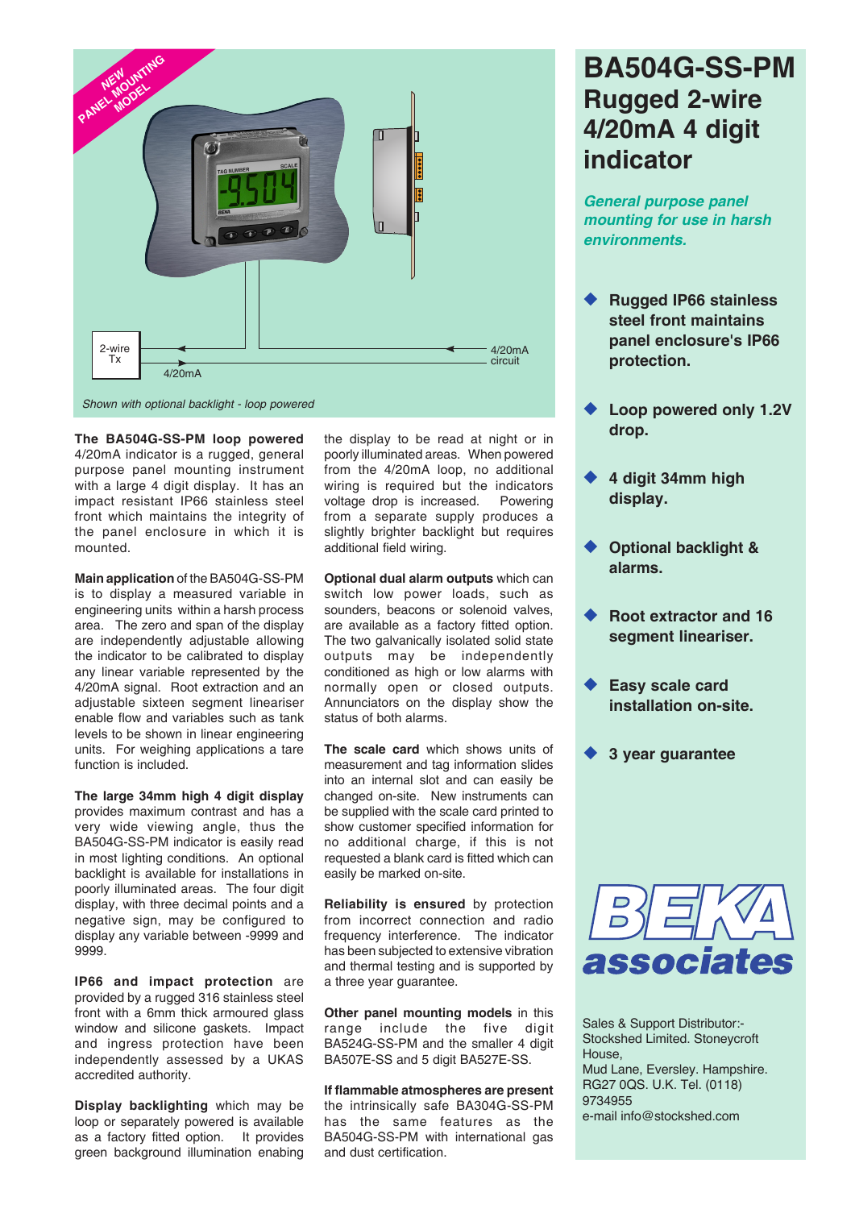# BA504G-SS-PM Rugged 2-wire 4/20mA 4 digit indicator

***General purpose panel mounting for use in harsh environments.***

- **Rugged IP66 stainless steel front maintains panel enclosure's IP66 protection.**
- **Loop powered only 1.2V drop.**
- **4 digit 34mm high display.**
- **Optional backlight & alarms.**
- **Root extractor and 16 segment lineariser.**
- **Easy scale card installation on-site.**
- **3 year guarantee**

NEW PANEL MOUNTING MODEL

2-wire Tx

4/20mA

4/20mA circuit

*Shown with optional backlight - loop powered*

**The BA504G-SS-PM loop powered** 4/20mA indicator is a rugged, general purpose panel mounting instrument with a large 4 digit display. It has an impact resistant IP66 stainless steel front which maintains the integrity of the panel enclosure in which it is mounted.

**Main application** of the BA504G-SS-PM is to display a measured variable in engineering units within a harsh process area. The zero and span of the display are independently adjustable allowing the indicator to be calibrated to display any linear variable represented by the 4/20mA signal. Root extraction and an adjustable sixteen segment lineariser enable flow and variables such as tank levels to be shown in linear engineering units. For weighing applications a tare function is included.

**The large 34mm high 4 digit display** provides maximum contrast and has a very wide viewing angle, thus the BA504G-SS-PM indicator is easily read in most lighting conditions. An optional backlight is available for installations in poorly illuminated areas. The four digit display, with three decimal points and a negative sign, may be configured to display any variable between -9999 and 9999.

**IP66 and impact protection** are provided by a rugged 316 stainless steel front with a 6mm thick armoured glass window and silicone gaskets. Impact and ingress protection have been independently assessed by a UKAS accredited authority.

**Display backlighting** which may be loop or separately powered is available as a factory fitted option. It provides green background illumination enabling the display to be read at night or in poorly illuminated areas. When powered from the 4/20mA loop, no additional wiring is required but the indicators voltage drop is increased. Powering from a separate supply produces a slightly brighter backlight but requires additional field wiring.

**Optional dual alarm outputs** which can switch low power loads, such as sounders, beacons or solenoid valves, are available as a factory fitted option. The two galvanically isolated solid state outputs may be independently conditioned as high or low alarms with normally open or closed outputs. Annunciators on the display show the status of both alarms.

**The scale card** which shows units of measurement and tag information slides into an internal slot and can easily be changed on-site. New instruments can be supplied with the scale card printed to show customer specified information for no additional charge, if this is not requested a blank card is fitted which can easily be marked on-site.

**Reliability is ensured** by protection from incorrect connection and radio frequency interference. The indicator has been subjected to extensive vibration and thermal testing and is supported by a three year guarantee.

**Other panel mounting models** in this range include the five digit BA524G-SS-PM and the smaller 4 digit BA507E-SS and 5 digit BA527E-SS.

**If flammable atmospheres are present** the intrinsically safe BA304G-SS-PM has the same features as the BA504G-SS-PM with international gas and dust certification.

**BEKA associates**

Sales & Support Distributor:-
Stockshed Limited. Stoneycroft House,
Mud Lane, Eversley. Hampshire.
RG27 0QS. U.K. Tel. (0118) 9734955
e-mail info@stockshed.com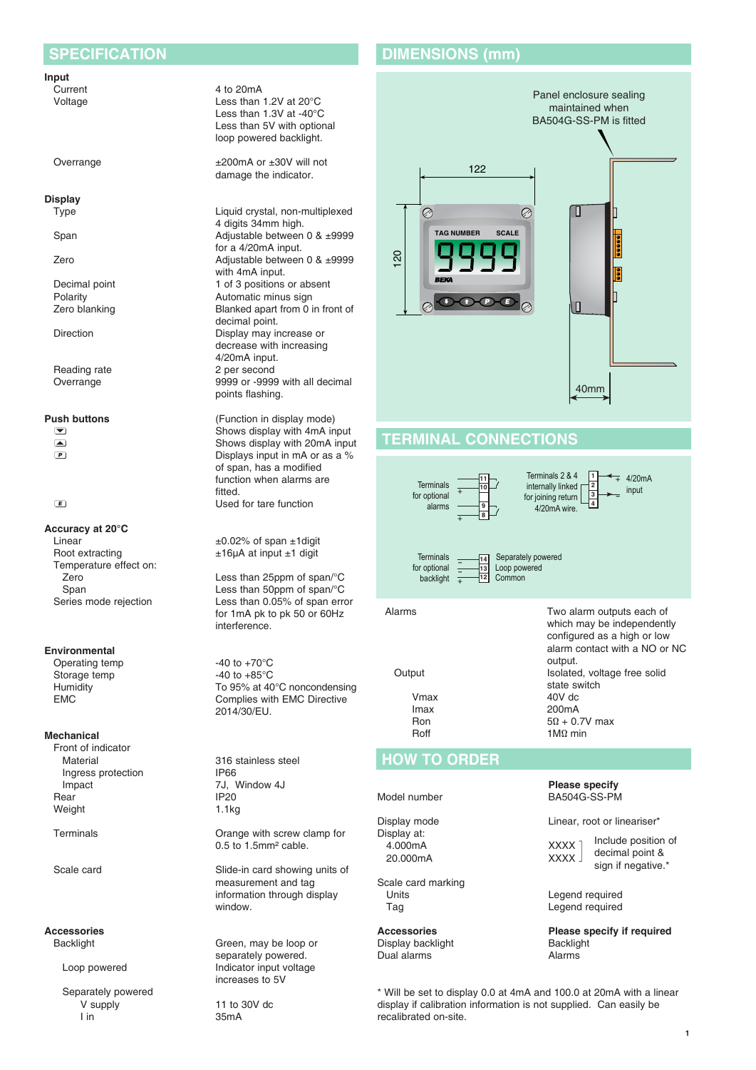## SPECIFICATION

| | |
|---|---|
| **Input** | |
| Current | 4 to 20mA |
| Voltage | Less than 1.2V at 20°C<br>Less than 1.3V at -40°C<br>Less than 5V with optional loop powered backlight. |
| Overrange | ±200mA or ±30V will not damage the indicator. |
| **Display** | |
| Type | Liquid crystal, non-multiplexed 4 digits 34mm high. |
| Span | Adjustable between 0 & ±9999 for a 4/20mA input. |
| Zero | Adjustable between 0 & ±9999 with 4mA input. |
| Decimal point | 1 of 3 positions or absent |
| Polarity | Automatic minus sign |
| Zero blanking | Blanked apart from 0 in front of decimal point. |
| Direction | Display may increase or decrease with increasing 4/20mA input. |
| Reading rate | 2 per second |
| Overrange | 9999 or -9999 with all decimal points flashing. |
| **Push buttons** | (Function in display mode) |
| ▼ | Shows display with 4mA input |
| ▲ | Shows display with 20mA input |
| P | Displays input in mA or as a % of span, has a modified function when alarms are fitted. |
| E | Used for tare function |
| **Accuracy at 20°C** | |
| Linear | ±0.02% of span ±1digit |
| Root extracting | ±16µA at input ±1 digit |
| Temperature effect on: | |
| Zero | Less than 25ppm of span/°C |
| Span | Less than 50ppm of span/°C |
| Series mode rejection | Less than 0.05% of span error for 1mA pk to pk 50 or 60Hz interference. |
| **Environmental** | |
| Operating temp | -40 to +70°C |
| Storage temp | -40 to +85°C |
| Humidity | To 95% at 40°C noncondensing |
| EMC | Complies with EMC Directive 2014/30/EU. |
| **Mechanical** | |
| Front of indicator | |
| Material | 316 stainless steel |
| Ingress protection | IP66 |
| Impact | 7J, Window 4J |
| Rear | IP20 |
| Weight | 1.1kg |
| Terminals | Orange with screw clamp for 0.5 to 1.5mm² cable. |
| Scale card | Slide-in card showing units of measurement and tag information through display window. |
| **Accessories** | |
| Backlight | Green, may be loop or separately powered. |
| Loop powered | Indicator input voltage increases to 5V |
| Separately powered | |
| V supply | 11 to 30V dc |
| I in | 35mA |

## DIMENSIONS (mm)

Panel enclosure sealing maintained when BA504G-SS-PM is fitted

122

120

40mm

TAG NUMBER SCALE

## TERMINAL CONNECTIONS

Terminals for optional alarms: 11, 10, 9, 8

Terminals 2 & 4 internally linked for joining return 4/20mA wire.

1, 2, 3, 4 — 4/20mA input

Terminals for optional backlight: 14 Separately powered, 13 Loop powered, 12 Common

| | |
|---|---|
| Alarms | Two alarm outputs each of which may be independently configured as a high or low alarm contact with a NO or NC output. |
| Output | Isolated, voltage free solid state switch |
| Vmax | 40V dc |
| Imax | 200mA |
| Ron | 5Ω + 0.7V max |
| Roff | 1MΩ min |

## HOW TO ORDER

| | **Please specify** |
|---|---|
| Model number | BA504G-SS-PM |
| Display mode | Linear, root or lineariser* |
| Display at: | |
| 4.000mA | XXXX — Include position of decimal point & sign if negative.* |
| 20.000mA | XXXX |
| Scale card marking | |
| Units | Legend required |
| Tag | Legend required |
| **Accessories** | **Please specify if required** |
| Display backlight | Backlight |
| Dual alarms | Alarms |

* Will be set to display 0.0 at 4mA and 100.0 at 20mA with a linear display if calibration information is not supplied. Can easily be recalibrated on-site.